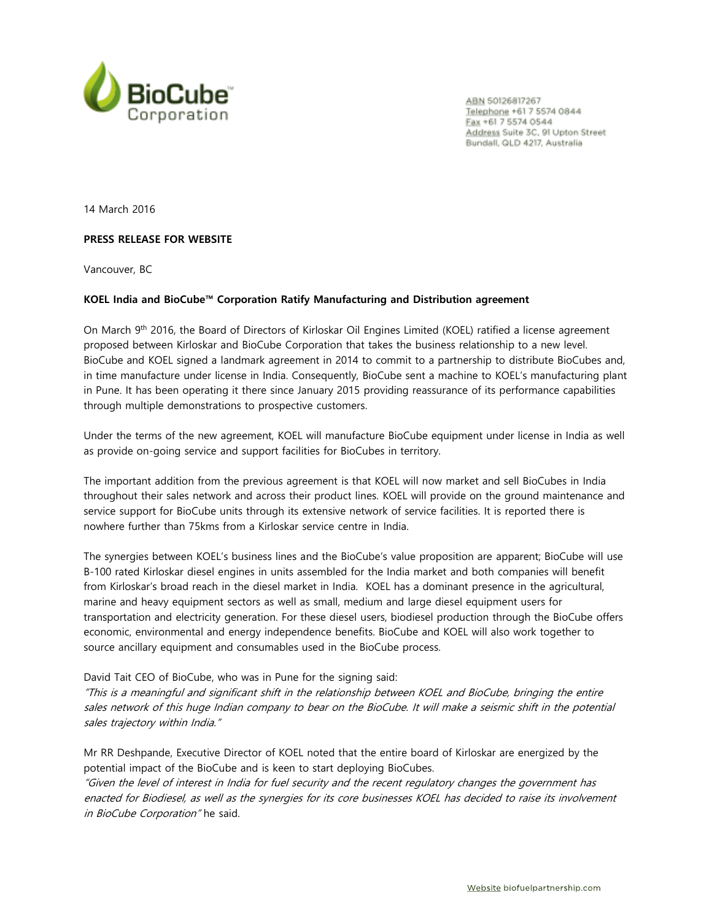BioCube™ Corporation

ABN 50126817267
Telephone +61 7 5574 0844
Fax +61 7 5574 0544
Address Suite 3C, 91 Upton Street
Bundall, QLD 4217, Australia

14 March 2016

**PRESS RELEASE FOR WEBSITE**

Vancouver, BC

**KOEL India and BioCube™ Corporation Ratify Manufacturing and Distribution agreement**

On March 9th 2016, the Board of Directors of Kirloskar Oil Engines Limited (KOEL) ratified a license agreement proposed between Kirloskar and BioCube Corporation that takes the business relationship to a new level. BioCube and KOEL signed a landmark agreement in 2014 to commit to a partnership to distribute BioCubes and, in time manufacture under license in India. Consequently, BioCube sent a machine to KOEL's manufacturing plant in Pune. It has been operating it there since January 2015 providing reassurance of its performance capabilities through multiple demonstrations to prospective customers.

Under the terms of the new agreement, KOEL will manufacture BioCube equipment under license in India as well as provide on-going service and support facilities for BioCubes in territory.

The important addition from the previous agreement is that KOEL will now market and sell BioCubes in India throughout their sales network and across their product lines. KOEL will provide on the ground maintenance and service support for BioCube units through its extensive network of service facilities. It is reported there is nowhere further than 75kms from a Kirloskar service centre in India.

The synergies between KOEL's business lines and the BioCube's value proposition are apparent; BioCube will use B-100 rated Kirloskar diesel engines in units assembled for the India market and both companies will benefit from Kirloskar's broad reach in the diesel market in India. KOEL has a dominant presence in the agricultural, marine and heavy equipment sectors as well as small, medium and large diesel equipment users for transportation and electricity generation. For these diesel users, biodiesel production through the BioCube offers economic, environmental and energy independence benefits. BioCube and KOEL will also work together to source ancillary equipment and consumables used in the BioCube process.

David Tait CEO of BioCube, who was in Pune for the signing said:
*"This is a meaningful and significant shift in the relationship between KOEL and BioCube, bringing the entire sales network of this huge Indian company to bear on the BioCube. It will make a seismic shift in the potential sales trajectory within India."*

Mr RR Deshpande, Executive Director of KOEL noted that the entire board of Kirloskar are energized by the potential impact of the BioCube and is keen to start deploying BioCubes.
*"Given the level of interest in India for fuel security and the recent regulatory changes the government has enacted for Biodiesel, as well as the synergies for its core businesses KOEL has decided to raise its involvement in BioCube Corporation"* he said.

Website biofuelpartnership.com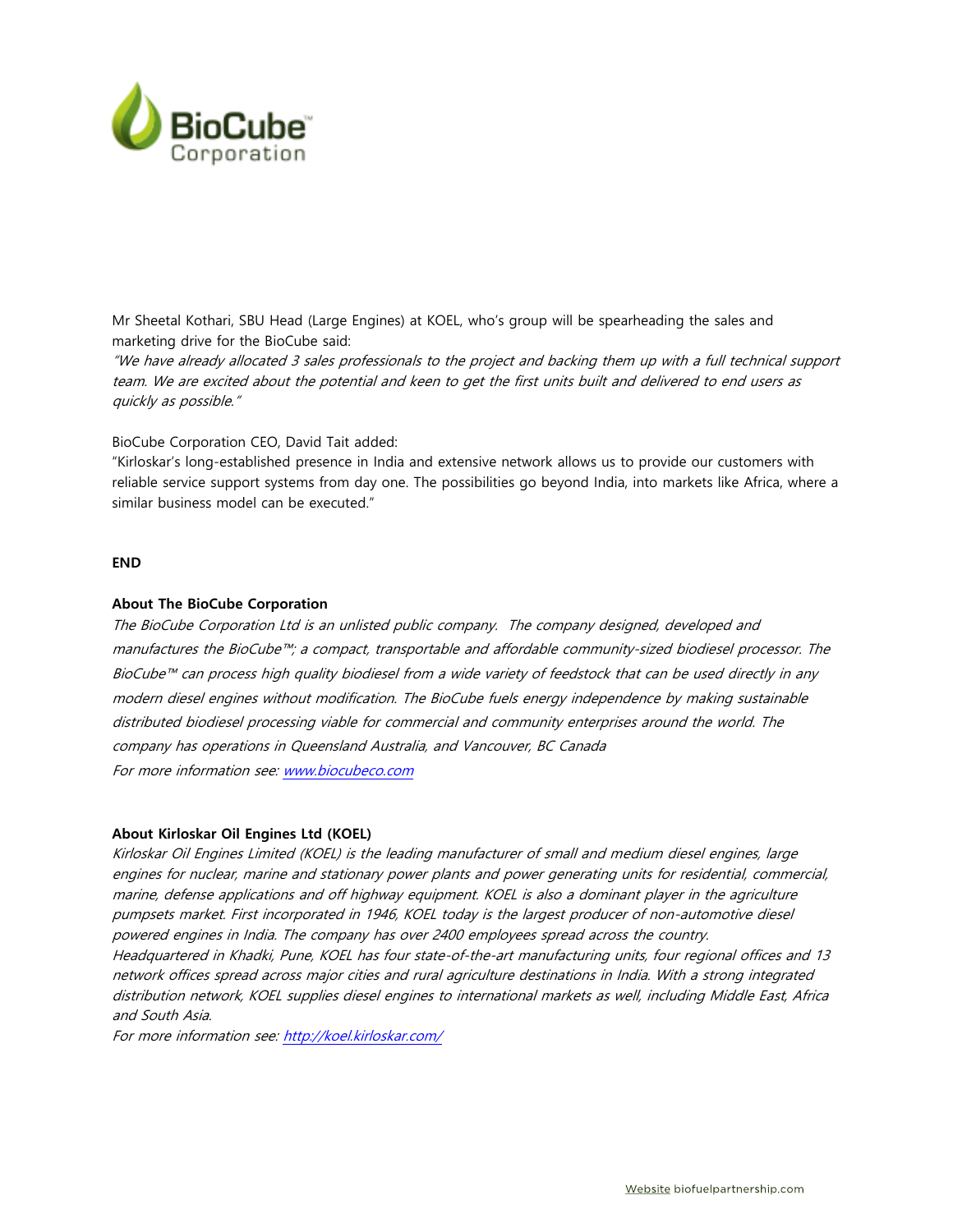Mr Sheetal Kothari, SBU Head (Large Engines) at KOEL, who's group will be spearheading the sales and marketing drive for the BioCube said:

*"We have already allocated 3 sales professionals to the project and backing them up with a full technical support team. We are excited about the potential and keen to get the first units built and delivered to end users as quickly as possible."*

BioCube Corporation CEO, David Tait added:

"Kirloskar's long-established presence in India and extensive network allows us to provide our customers with reliable service support systems from day one. The possibilities go beyond India, into markets like Africa, where a similar business model can be executed."

**END**

**About The BioCube Corporation**

*The BioCube Corporation Ltd is an unlisted public company. The company designed, developed and manufactures the BioCube™; a compact, transportable and affordable community-sized biodiesel processor. The BioCube™ can process high quality biodiesel from a wide variety of feedstock that can be used directly in any modern diesel engines without modification. The BioCube fuels energy independence by making sustainable distributed biodiesel processing viable for commercial and community enterprises around the world. The company has operations in Queensland Australia, and Vancouver, BC Canada*

*For more information see: www.biocubeco.com*

**About Kirloskar Oil Engines Ltd (KOEL)**

*Kirloskar Oil Engines Limited (KOEL) is the leading manufacturer of small and medium diesel engines, large engines for nuclear, marine and stationary power plants and power generating units for residential, commercial, marine, defense applications and off highway equipment. KOEL is also a dominant player in the agriculture pumpsets market. First incorporated in 1946, KOEL today is the largest producer of non-automotive diesel powered engines in India. The company has over 2400 employees spread across the country.*

*Headquartered in Khadki, Pune, KOEL has four state-of-the-art manufacturing units, four regional offices and 13 network offices spread across major cities and rural agriculture destinations in India. With a strong integrated distribution network, KOEL supplies diesel engines to international markets as well, including Middle East, Africa and South Asia.*

*For more information see: http://koel.kirloskar.com/*